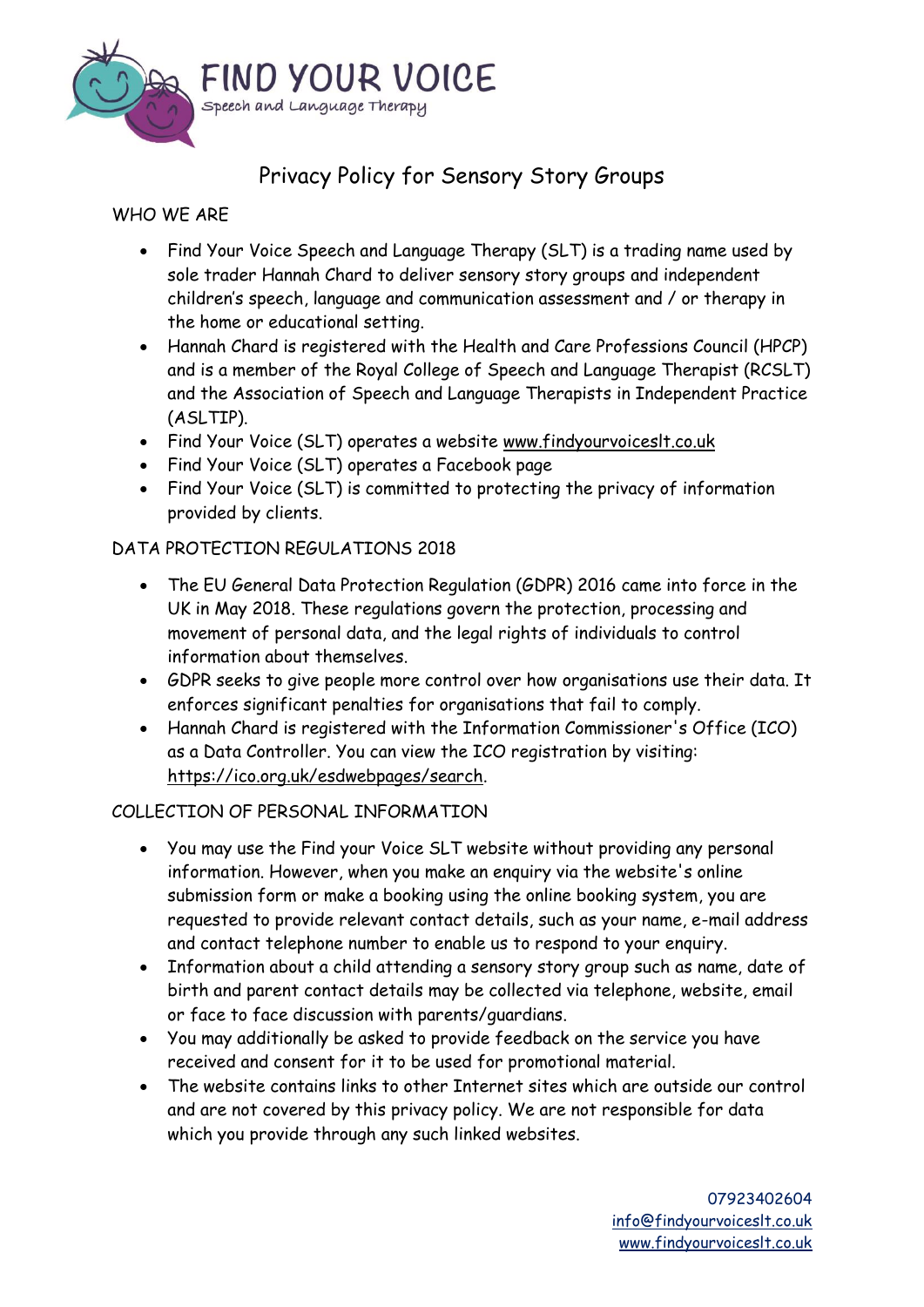# FIND YOUR VOICE

Speech and Language Therapy

## Privacy Policy for Sensory Story Groups

### WHO WE ARE

- Find Your Voice Speech and Language Therapy (SLT) is a trading name used by sole trader Hannah Chard to deliver sensory story groups and independent children's speech, language and communication assessment and / or therapy in the home or educational setting.
- Hannah Chard is registered with the Health and Care Professions Council (HPCP) and is a member of the Royal College of Speech and Language Therapist (RCSLT) and the Association of Speech and Language Therapists in Independent Practice (ASLTIP).
- Find Your Voice (SLT) operates a website www.findyourvoiceslt.co.uk
- Find Your Voice (SLT) operates a Facebook page
- Find Your Voice (SLT) is committed to protecting the privacy of information provided by clients.

### DATA PROTECTION REGULATIONS 2018

- The EU General Data Protection Regulation (GDPR) 2016 came into force in the UK in May 2018. These regulations govern the protection, processing and movement of personal data, and the legal rights of individuals to control information about themselves.
- GDPR seeks to give people more control over how organisations use their data. It enforces significant penalties for organisations that fail to comply.
- Hannah Chard is registered with the Information Commissioner's Office (ICO) as a Data Controller. You can view the ICO registration by visiting: https://ico.org.uk/esdwebpages/search.

### COLLECTION OF PERSONAL INFORMATION

- You may use the Find your Voice SLT website without providing any personal information. However, when you make an enquiry via the website's online submission form or make a booking using the online booking system, you are requested to provide relevant contact details, such as your name, e-mail address and contact telephone number to enable us to respond to your enquiry.
- Information about a child attending a sensory story group such as name, date of birth and parent contact details may be collected via telephone, website, email or face to face discussion with parents/guardians.
- You may additionally be asked to provide feedback on the service you have received and consent for it to be used for promotional material.
- The website contains links to other Internet sites which are outside our control and are not covered by this privacy policy. We are not responsible for data which you provide through any such linked websites.

07923402604
info@findyourvoiceslt.co.uk
www.findyourvoiceslt.co.uk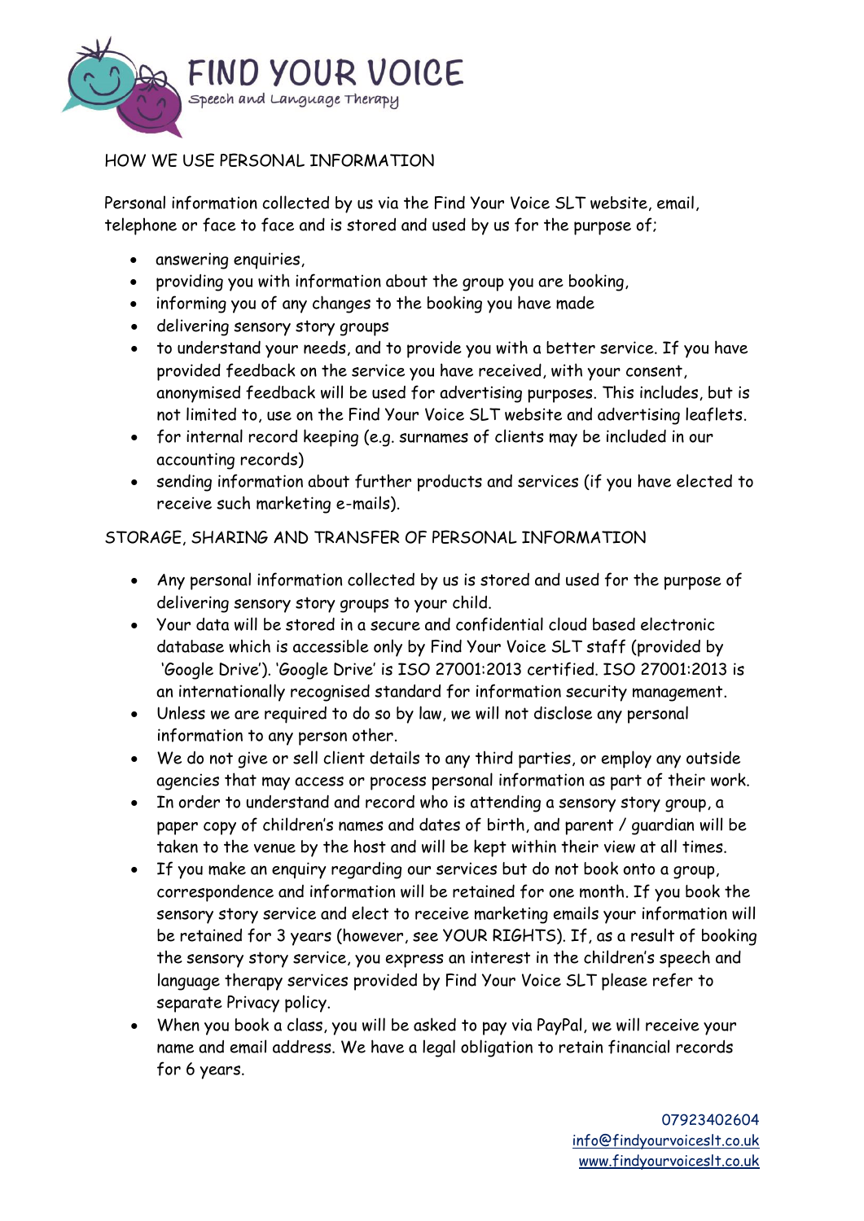## HOW WE USE PERSONAL INFORMATION

Personal information collected by us via the Find Your Voice SLT website, email, telephone or face to face and is stored and used by us for the purpose of;

- answering enquiries,
- providing you with information about the group you are booking,
- informing you of any changes to the booking you have made
- delivering sensory story groups
- to understand your needs, and to provide you with a better service. If you have provided feedback on the service you have received, with your consent, anonymised feedback will be used for advertising purposes. This includes, but is not limited to, use on the Find Your Voice SLT website and advertising leaflets.
- for internal record keeping (e.g. surnames of clients may be included in our accounting records)
- sending information about further products and services (if you have elected to receive such marketing e-mails).

## STORAGE, SHARING AND TRANSFER OF PERSONAL INFORMATION

- Any personal information collected by us is stored and used for the purpose of delivering sensory story groups to your child.
- Your data will be stored in a secure and confidential cloud based electronic database which is accessible only by Find Your Voice SLT staff (provided by 'Google Drive'). 'Google Drive' is ISO 27001:2013 certified. ISO 27001:2013 is an internationally recognised standard for information security management.
- Unless we are required to do so by law, we will not disclose any personal information to any person other.
- We do not give or sell client details to any third parties, or employ any outside agencies that may access or process personal information as part of their work.
- In order to understand and record who is attending a sensory story group, a paper copy of children's names and dates of birth, and parent / guardian will be taken to the venue by the host and will be kept within their view at all times.
- If you make an enquiry regarding our services but do not book onto a group, correspondence and information will be retained for one month. If you book the sensory story service and elect to receive marketing emails your information will be retained for 3 years (however, see YOUR RIGHTS). If, as a result of booking the sensory story service, you express an interest in the children's speech and language therapy services provided by Find Your Voice SLT please refer to separate Privacy policy.
- When you book a class, you will be asked to pay via PayPal, we will receive your name and email address. We have a legal obligation to retain financial records for 6 years.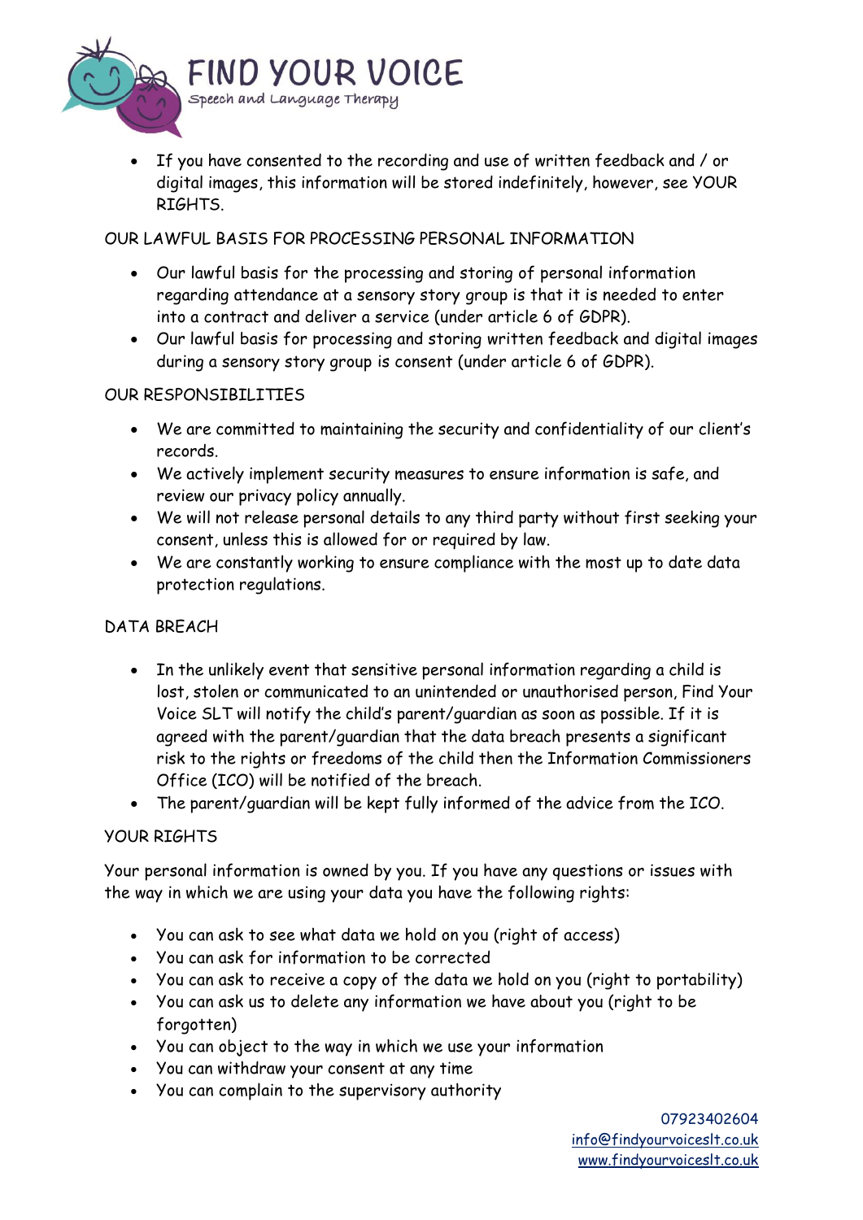- If you have consented to the recording and use of written feedback and / or digital images, this information will be stored indefinitely, however, see YOUR RIGHTS.

## OUR LAWFUL BASIS FOR PROCESSING PERSONAL INFORMATION

- Our lawful basis for the processing and storing of personal information regarding attendance at a sensory story group is that it is needed to enter into a contract and deliver a service (under article 6 of GDPR).
- Our lawful basis for processing and storing written feedback and digital images during a sensory story group is consent (under article 6 of GDPR).

## OUR RESPONSIBILITIES

- We are committed to maintaining the security and confidentiality of our client's records.
- We actively implement security measures to ensure information is safe, and review our privacy policy annually.
- We will not release personal details to any third party without first seeking your consent, unless this is allowed for or required by law.
- We are constantly working to ensure compliance with the most up to date data protection regulations.

## DATA BREACH

- In the unlikely event that sensitive personal information regarding a child is lost, stolen or communicated to an unintended or unauthorised person, Find Your Voice SLT will notify the child's parent/guardian as soon as possible. If it is agreed with the parent/guardian that the data breach presents a significant risk to the rights or freedoms of the child then the Information Commissioners Office (ICO) will be notified of the breach.
- The parent/guardian will be kept fully informed of the advice from the ICO.

## YOUR RIGHTS

Your personal information is owned by you. If you have any questions or issues with the way in which we are using your data you have the following rights:

- You can ask to see what data we hold on you (right of access)
- You can ask for information to be corrected
- You can ask to receive a copy of the data we hold on you (right to portability)
- You can ask us to delete any information we have about you (right to be forgotten)
- You can object to the way in which we use your information
- You can withdraw your consent at any time
- You can complain to the supervisory authority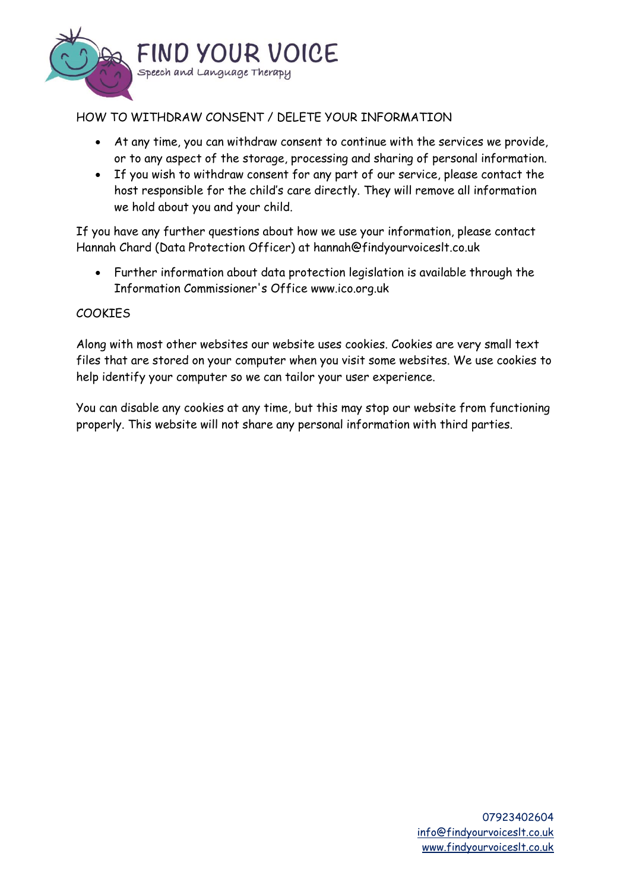## HOW TO WITHDRAW CONSENT / DELETE YOUR INFORMATION

- At any time, you can withdraw consent to continue with the services we provide, or to any aspect of the storage, processing and sharing of personal information.
- If you wish to withdraw consent for any part of our service, please contact the host responsible for the child's care directly. They will remove all information we hold about you and your child.

If you have any further questions about how we use your information, please contact Hannah Chard (Data Protection Officer) at hannah@findyourvoiceslt.co.uk

- Further information about data protection legislation is available through the Information Commissioner's Office www.ico.org.uk

## COOKIES

Along with most other websites our website uses cookies. Cookies are very small text files that are stored on your computer when you visit some websites. We use cookies to help identify your computer so we can tailor your user experience.

You can disable any cookies at any time, but this may stop our website from functioning properly. This website will not share any personal information with third parties.